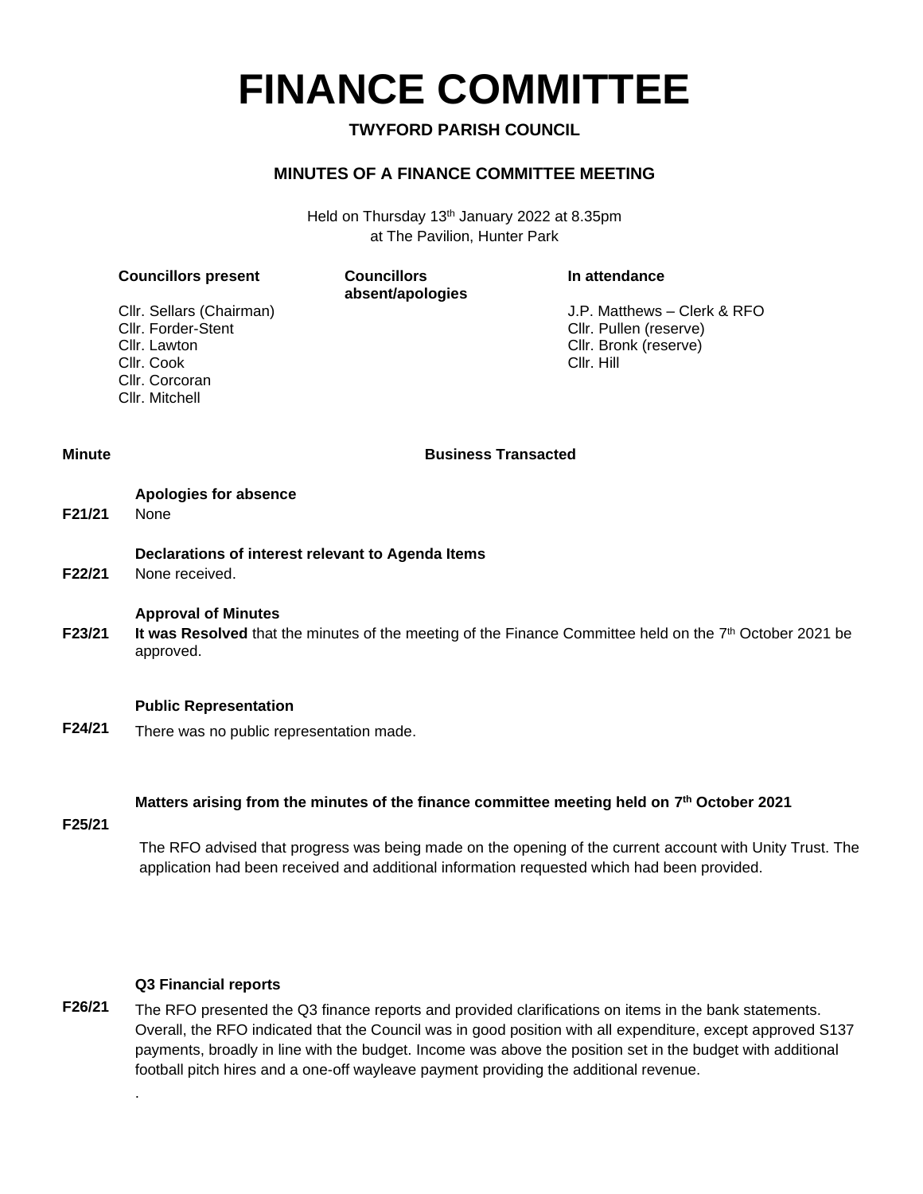# FINANCE COMMITTEE

**TWYFORD PARISH COUNCIL**

**MINUTES OF A FINANCE COMMITTEE MEETING**

Held on Thursday 13th January 2022 at 8.35pm
at The Pavilion, Hunter Park

| Councillors present | Councillors absent/apologies | In attendance |
|---|---|---|
| Cllr. Sellars (Chairman) | | J.P. Matthews – Clerk & RFO |
| Cllr. Forder-Stent | | Cllr. Pullen (reserve) |
| Cllr. Lawton | | Cllr. Bronk (reserve) |
| Cllr. Cook | | Cllr. Hill |
| Cllr. Corcoran | | |
| Cllr. Mitchell | | |

| Minute | Business Transacted |
|---|---|
| F21/21 | **Apologies for absence**<br>None |
| F22/21 | **Declarations of interest relevant to Agenda Items**<br>None received. |
| F23/21 | **Approval of Minutes**<br>**It was Resolved** that the minutes of the meeting of the Finance Committee held on the 7th October 2021 be approved. |
| F24/21 | **Public Representation**<br>There was no public representation made. |
| F25/21 | **Matters arising from the minutes of the finance committee meeting held on 7th October 2021**<br>The RFO advised that progress was being made on the opening of the current account with Unity Trust. The application had been received and additional information requested which had been provided. |
| F26/21 | **Q3 Financial reports**<br>The RFO presented the Q3 finance reports and provided clarifications on items in the bank statements. Overall, the RFO indicated that the Council was in good position with all expenditure, except approved S137 payments, broadly in line with the budget. Income was above the position set in the budget with additional football pitch hires and a one-off wayleave payment providing the additional revenue.<br>. |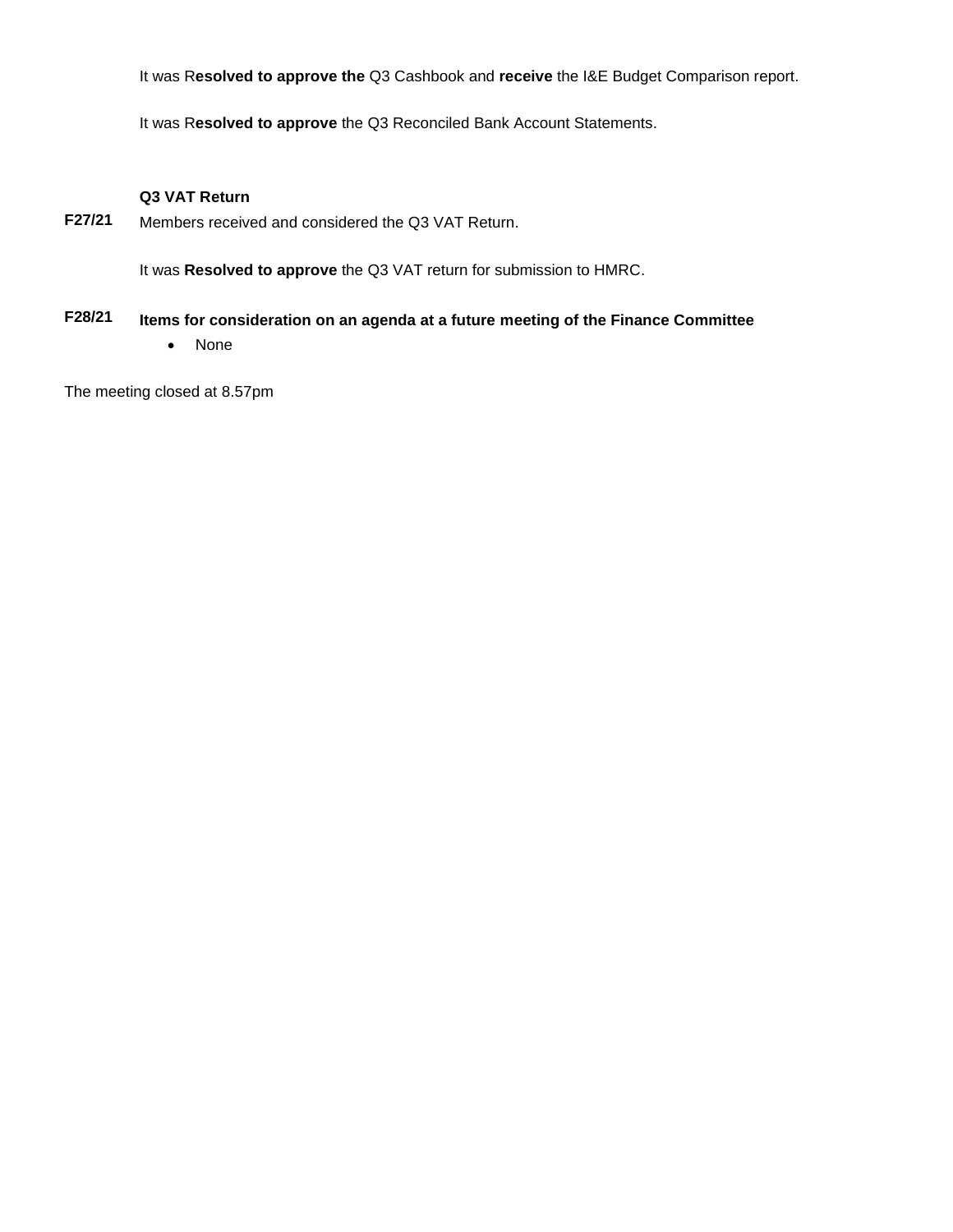It was R**esolved to approve the** Q3 Cashbook and **receive** the I&E Budget Comparison report.

It was R**esolved to approve** the Q3 Reconciled Bank Account Statements.

**F27/21** **Q3 VAT Return**

Members received and considered the Q3 VAT Return.

It was **Resolved to approve** the Q3 VAT return for submission to HMRC.

**F28/21** **Items for consideration on an agenda at a future meeting of the Finance Committee**

- None

The meeting closed at 8.57pm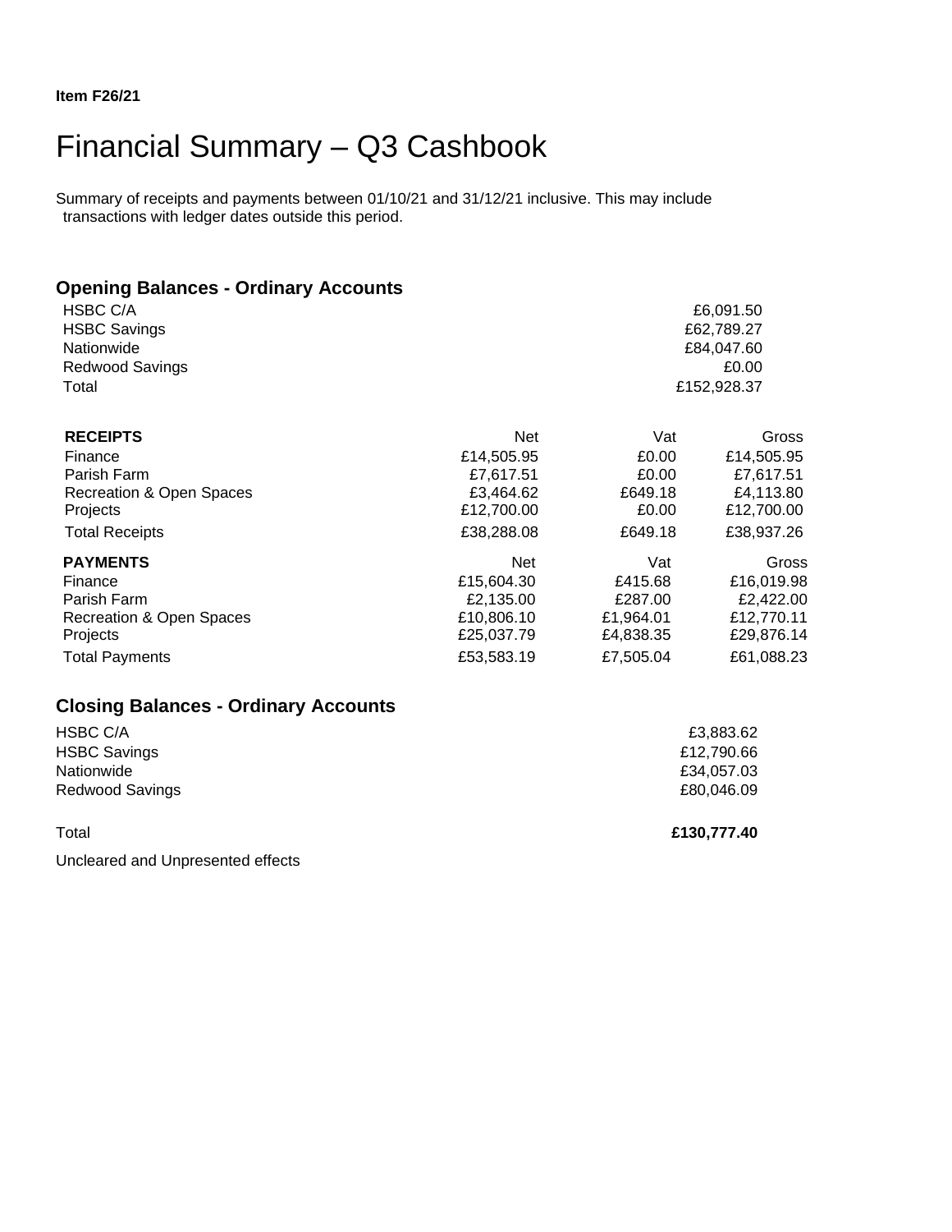**Item F26/21**

# Financial Summary – Q3 Cashbook

Summary of receipts and payments between 01/10/21 and 31/12/21 inclusive. This may include transactions with ledger dates outside this period.

## Opening Balances - Ordinary Accounts

| | |
|---|---|
| HSBC C/A | £6,091.50 |
| HSBC Savings | £62,789.27 |
| Nationwide | £84,047.60 |
| Redwood Savings | £0.00 |
| Total | £152,928.37 |

| **RECEIPTS** | Net | Vat | Gross |
|---|---|---|---|
| Finance | £14,505.95 | £0.00 | £14,505.95 |
| Parish Farm | £7,617.51 | £0.00 | £7,617.51 |
| Recreation & Open Spaces | £3,464.62 | £649.18 | £4,113.80 |
| Projects | £12,700.00 | £0.00 | £12,700.00 |
| Total Receipts | £38,288.08 | £649.18 | £38,937.26 |

| **PAYMENTS** | Net | Vat | Gross |
|---|---|---|---|
| Finance | £15,604.30 | £415.68 | £16,019.98 |
| Parish Farm | £2,135.00 | £287.00 | £2,422.00 |
| Recreation & Open Spaces | £10,806.10 | £1,964.01 | £12,770.11 |
| Projects | £25,037.79 | £4,838.35 | £29,876.14 |
| Total Payments | £53,583.19 | £7,505.04 | £61,088.23 |

## Closing Balances - Ordinary Accounts

| | |
|---|---|
| HSBC C/A | £3,883.62 |
| HSBC Savings | £12,790.66 |
| Nationwide | £34,057.03 |
| Redwood Savings | £80,046.09 |
| Total | **£130,777.40** |

Uncleared and Unpresented effects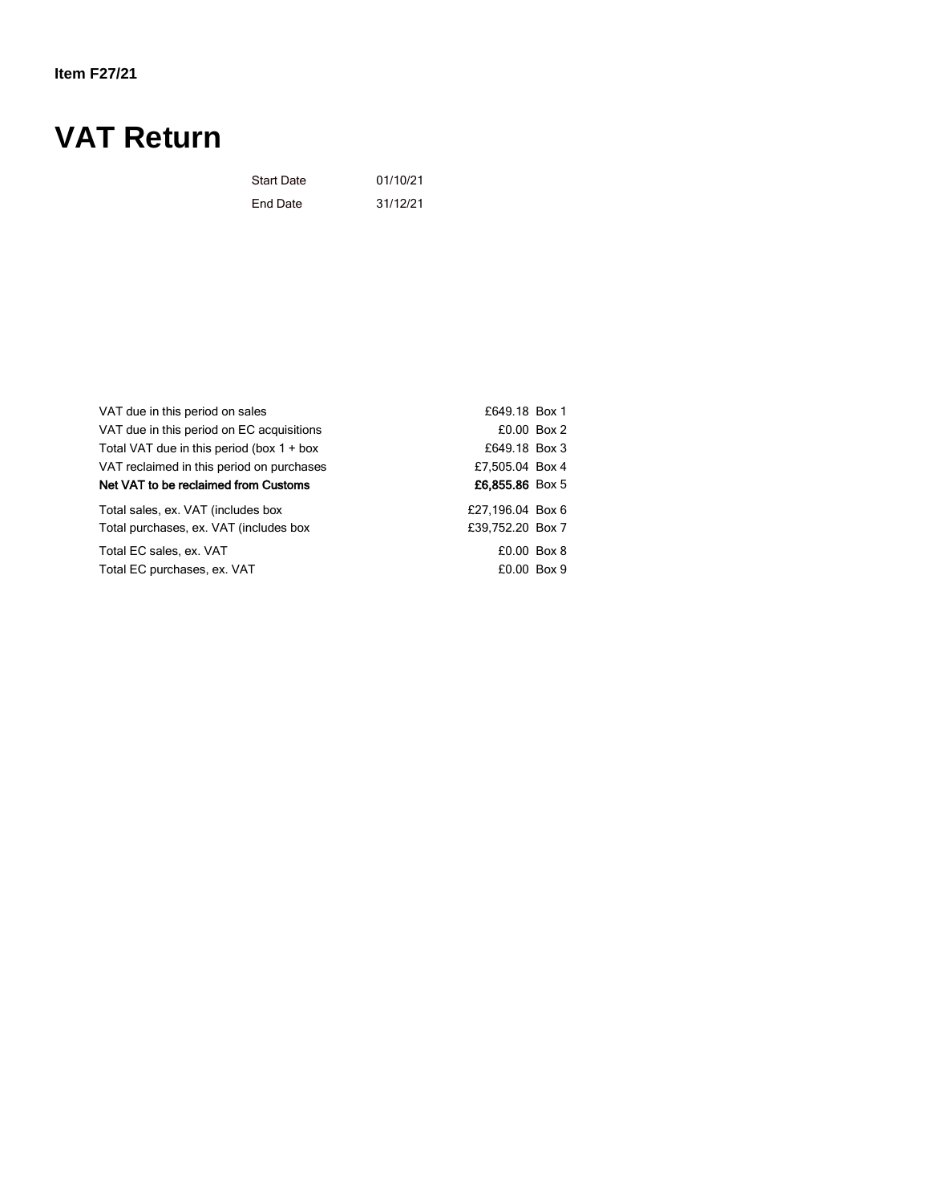**Item F27/21**

# VAT Return

| | |
|---|---|
| Start Date | 01/10/21 |
| End Date | 31/12/21 |

| | | |
|---|---|---|
| VAT due in this period on sales | £649.18 | Box 1 |
| VAT due in this period on EC acquisitions | £0.00 | Box 2 |
| Total VAT due in this period (box 1 + box | £649.18 | Box 3 |
| VAT reclaimed in this period on purchases | £7,505.04 | Box 4 |
| **Net VAT to be reclaimed from Customs** | **£6,855.86** | Box 5 |
| Total sales, ex. VAT (includes box | £27,196.04 | Box 6 |
| Total purchases, ex. VAT (includes box | £39,752.20 | Box 7 |
| Total EC sales, ex. VAT | £0.00 | Box 8 |
| Total EC purchases, ex. VAT | £0.00 | Box 9 |